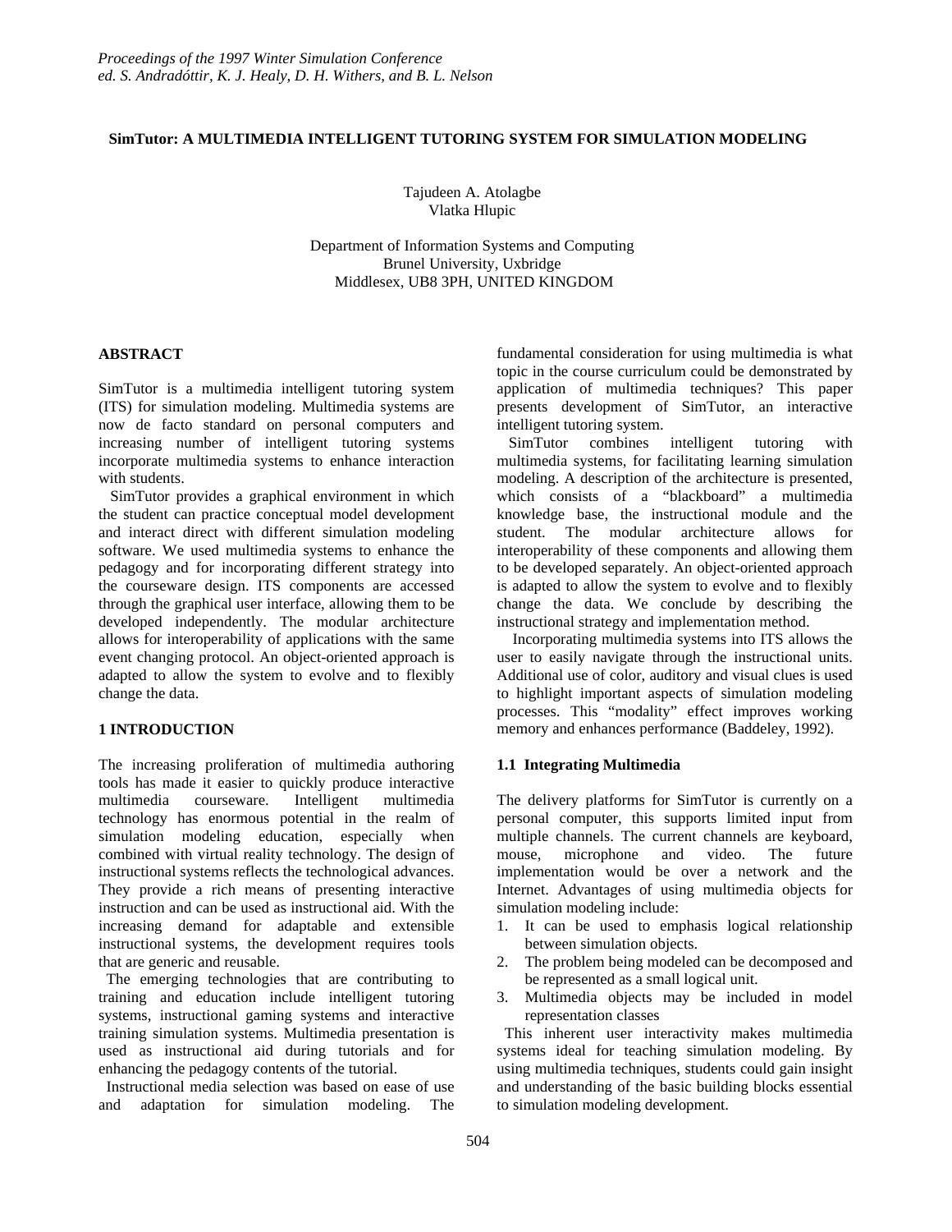*Proceedings of the 1997 Winter Simulation Conference*
*ed. S. Andradóttir, K. J. Healy, D. H. Withers, and B. L. Nelson*

# SimTutor: A MULTIMEDIA INTELLIGENT TUTORING SYSTEM FOR SIMULATION MODELING

Tajudeen A. Atolagbe
Vlatka Hlupic

Department of Information Systems and Computing
Brunel University, Uxbridge
Middlesex, UB8 3PH, UNITED KINGDOM

## ABSTRACT

SimTutor is a multimedia intelligent tutoring system (ITS) for simulation modeling. Multimedia systems are now de facto standard on personal computers and increasing number of intelligent tutoring systems incorporate multimedia systems to enhance interaction with students.

SimTutor provides a graphical environment in which the student can practice conceptual model development and interact direct with different simulation modeling software. We used multimedia systems to enhance the pedagogy and for incorporating different strategy into the courseware design. ITS components are accessed through the graphical user interface, allowing them to be developed independently. The modular architecture allows for interoperability of applications with the same event changing protocol. An object-oriented approach is adapted to allow the system to evolve and to flexibly change the data.

## 1 INTRODUCTION

The increasing proliferation of multimedia authoring tools has made it easier to quickly produce interactive multimedia courseware. Intelligent multimedia technology has enormous potential in the realm of simulation modeling education, especially when combined with virtual reality technology. The design of instructional systems reflects the technological advances. They provide a rich means of presenting interactive instruction and can be used as instructional aid. With the increasing demand for adaptable and extensible instructional systems, the development requires tools that are generic and reusable.

The emerging technologies that are contributing to training and education include intelligent tutoring systems, instructional gaming systems and interactive training simulation systems. Multimedia presentation is used as instructional aid during tutorials and for enhancing the pedagogy contents of the tutorial.

Instructional media selection was based on ease of use and adaptation for simulation modeling. The fundamental consideration for using multimedia is what topic in the course curriculum could be demonstrated by application of multimedia techniques? This paper presents development of SimTutor, an interactive intelligent tutoring system.

SimTutor combines intelligent tutoring with multimedia systems, for facilitating learning simulation modeling. A description of the architecture is presented, which consists of a "blackboard" a multimedia knowledge base, the instructional module and the student. The modular architecture allows for interoperability of these components and allowing them to be developed separately. An object-oriented approach is adapted to allow the system to evolve and to flexibly change the data. We conclude by describing the instructional strategy and implementation method.

Incorporating multimedia systems into ITS allows the user to easily navigate through the instructional units. Additional use of color, auditory and visual clues is used to highlight important aspects of simulation modeling processes. This "modality" effect improves working memory and enhances performance (Baddeley, 1992).

### 1.1 Integrating Multimedia

The delivery platforms for SimTutor is currently on a personal computer, this supports limited input from multiple channels. The current channels are keyboard, mouse, microphone and video. The future implementation would be over a network and the Internet. Advantages of using multimedia objects for simulation modeling include:

1. It can be used to emphasis logical relationship between simulation objects.
2. The problem being modeled can be decomposed and be represented as a small logical unit.
3. Multimedia objects may be included in model representation classes

This inherent user interactivity makes multimedia systems ideal for teaching simulation modeling. By using multimedia techniques, students could gain insight and understanding of the basic building blocks essential to simulation modeling development.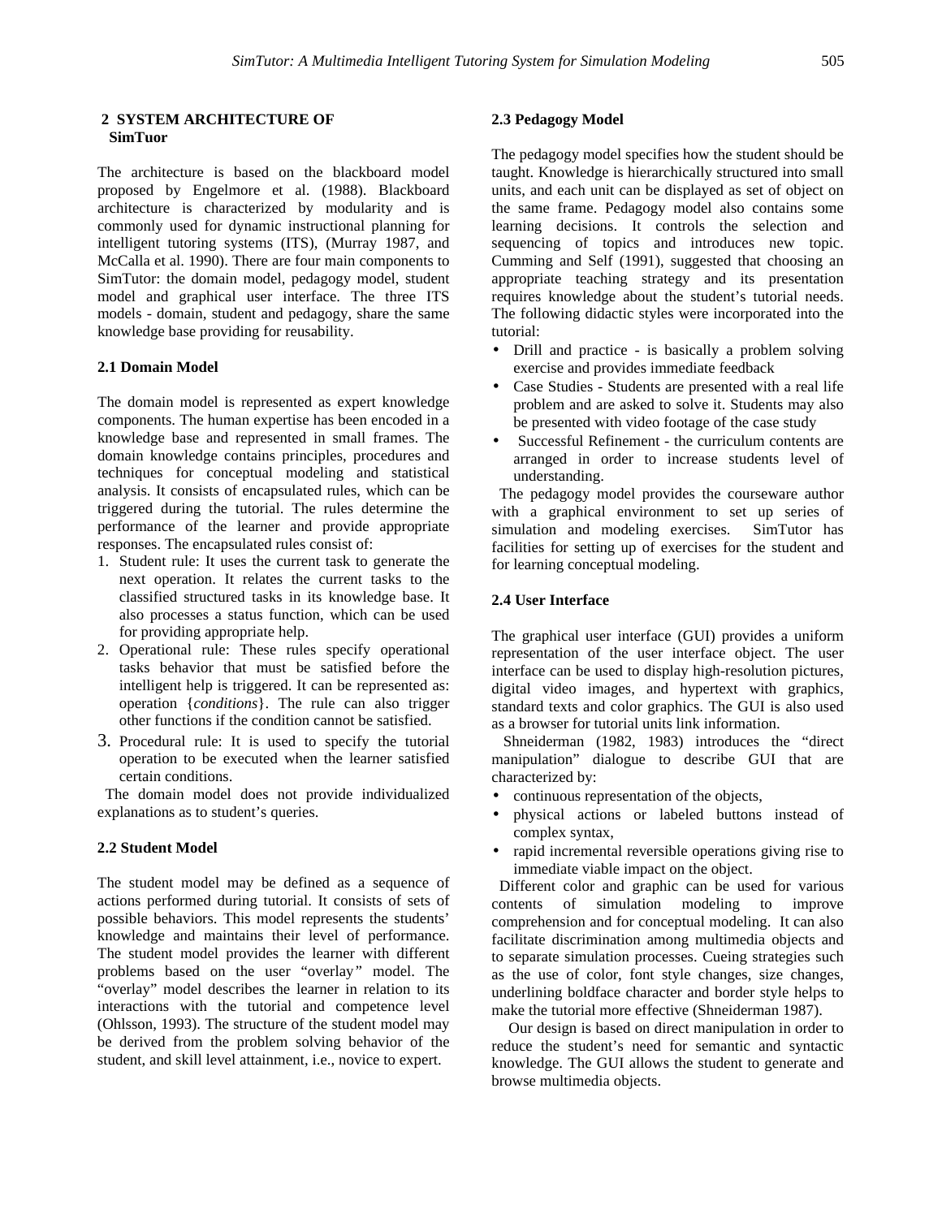## 2 SYSTEM ARCHITECTURE OF SimTuor

The architecture is based on the blackboard model proposed by Engelmore et al. (1988). Blackboard architecture is characterized by modularity and is commonly used for dynamic instructional planning for intelligent tutoring systems (ITS), (Murray 1987, and McCalla et al. 1990). There are four main components to SimTutor: the domain model, pedagogy model, student model and graphical user interface. The three ITS models - domain, student and pedagogy, share the same knowledge base providing for reusability.

### 2.1 Domain Model

The domain model is represented as expert knowledge components. The human expertise has been encoded in a knowledge base and represented in small frames. The domain knowledge contains principles, procedures and techniques for conceptual modeling and statistical analysis. It consists of encapsulated rules, which can be triggered during the tutorial. The rules determine the performance of the learner and provide appropriate responses. The encapsulated rules consist of:

1. Student rule: It uses the current task to generate the next operation. It relates the current tasks to the classified structured tasks in its knowledge base. It also processes a status function, which can be used for providing appropriate help.
2. Operational rule: These rules specify operational tasks behavior that must be satisfied before the intelligent help is triggered. It can be represented as: operation {*conditions*}. The rule can also trigger other functions if the condition cannot be satisfied.
3. Procedural rule: It is used to specify the tutorial operation to be executed when the learner satisfied certain conditions.

The domain model does not provide individualized explanations as to student's queries.

### 2.2 Student Model

The student model may be defined as a sequence of actions performed during tutorial. It consists of sets of possible behaviors. This model represents the students' knowledge and maintains their level of performance. The student model provides the learner with different problems based on the user "overlay" model. The "overlay" model describes the learner in relation to its interactions with the tutorial and competence level (Ohlsson, 1993). The structure of the student model may be derived from the problem solving behavior of the student, and skill level attainment, i.e., novice to expert.

### 2.3 Pedagogy Model

The pedagogy model specifies how the student should be taught. Knowledge is hierarchically structured into small units, and each unit can be displayed as set of object on the same frame. Pedagogy model also contains some learning decisions. It controls the selection and sequencing of topics and introduces new topic. Cumming and Self (1991), suggested that choosing an appropriate teaching strategy and its presentation requires knowledge about the student's tutorial needs. The following didactic styles were incorporated into the tutorial:

- Drill and practice - is basically a problem solving exercise and provides immediate feedback
- Case Studies - Students are presented with a real life problem and are asked to solve it. Students may also be presented with video footage of the case study
- Successful Refinement - the curriculum contents are arranged in order to increase students level of understanding.

The pedagogy model provides the courseware author with a graphical environment to set up series of simulation and modeling exercises. SimTutor has facilities for setting up of exercises for the student and for learning conceptual modeling.

### 2.4 User Interface

The graphical user interface (GUI) provides a uniform representation of the user interface object. The user interface can be used to display high-resolution pictures, digital video images, and hypertext with graphics, standard texts and color graphics. The GUI is also used as a browser for tutorial units link information.

Shneiderman (1982, 1983) introduces the "direct manipulation" dialogue to describe GUI that are characterized by:

- continuous representation of the objects,
- physical actions or labeled buttons instead of complex syntax,
- rapid incremental reversible operations giving rise to immediate viable impact on the object.

Different color and graphic can be used for various contents of simulation modeling to improve comprehension and for conceptual modeling. It can also facilitate discrimination among multimedia objects and to separate simulation processes. Cueing strategies such as the use of color, font style changes, size changes, underlining boldface character and border style helps to make the tutorial more effective (Shneiderman 1987).

Our design is based on direct manipulation in order to reduce the student's need for semantic and syntactic knowledge. The GUI allows the student to generate and browse multimedia objects.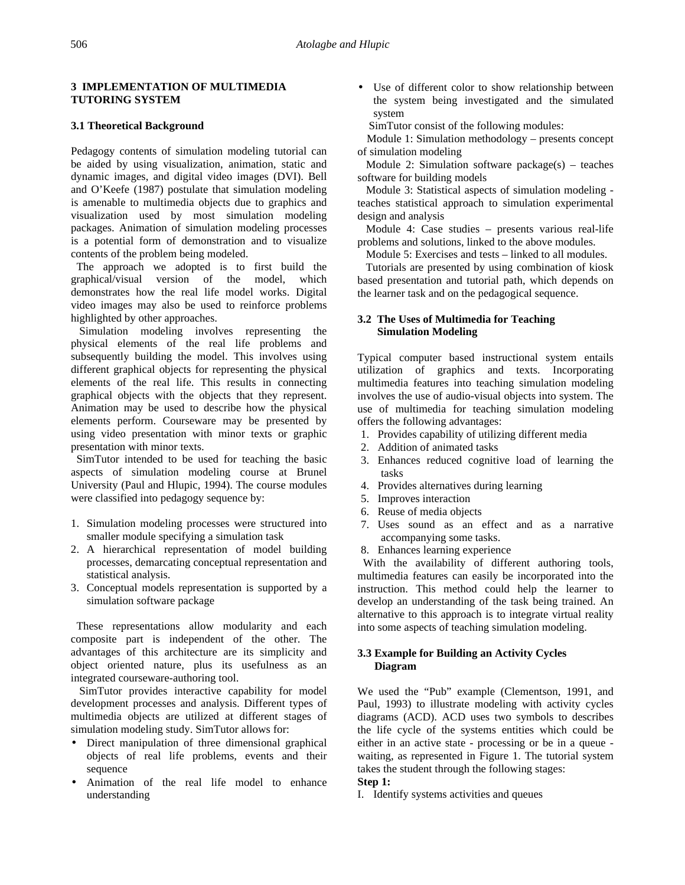## 3 IMPLEMENTATION OF MULTIMEDIA TUTORING SYSTEM

### 3.1 Theoretical Background

Pedagogy contents of simulation modeling tutorial can be aided by using visualization, animation, static and dynamic images, and digital video images (DVI). Bell and O'Keefe (1987) postulate that simulation modeling is amenable to multimedia objects due to graphics and visualization used by most simulation modeling packages. Animation of simulation modeling processes is a potential form of demonstration and to visualize contents of the problem being modeled.

The approach we adopted is to first build the graphical/visual version of the model, which demonstrates how the real life model works. Digital video images may also be used to reinforce problems highlighted by other approaches.

Simulation modeling involves representing the physical elements of the real life problems and subsequently building the model. This involves using different graphical objects for representing the physical elements of the real life. This results in connecting graphical objects with the objects that they represent. Animation may be used to describe how the physical elements perform. Courseware may be presented by using video presentation with minor texts or graphic presentation with minor texts.

SimTutor intended to be used for teaching the basic aspects of simulation modeling course at Brunel University (Paul and Hlupic, 1994). The course modules were classified into pedagogy sequence by:

1. Simulation modeling processes were structured into smaller module specifying a simulation task
2. A hierarchical representation of model building processes, demarcating conceptual representation and statistical analysis.
3. Conceptual models representation is supported by a simulation software package

These representations allow modularity and each composite part is independent of the other. The advantages of this architecture are its simplicity and object oriented nature, plus its usefulness as an integrated courseware-authoring tool.

SimTutor provides interactive capability for model development processes and analysis. Different types of multimedia objects are utilized at different stages of simulation modeling study. SimTutor allows for:

- Direct manipulation of three dimensional graphical objects of real life problems, events and their sequence
- Animation of the real life model to enhance understanding
- Use of different color to show relationship between the system being investigated and the simulated system

SimTutor consist of the following modules:

Module 1: Simulation methodology – presents concept of simulation modeling

Module 2: Simulation software package(s) – teaches software for building models

Module 3: Statistical aspects of simulation modeling - teaches statistical approach to simulation experimental design and analysis

Module 4: Case studies – presents various real-life problems and solutions, linked to the above modules.

Module 5: Exercises and tests – linked to all modules.

Tutorials are presented by using combination of kiosk based presentation and tutorial path, which depends on the learner task and on the pedagogical sequence.

### 3.2 The Uses of Multimedia for Teaching Simulation Modeling

Typical computer based instructional system entails utilization of graphics and texts. Incorporating multimedia features into teaching simulation modeling involves the use of audio-visual objects into system. The use of multimedia for teaching simulation modeling offers the following advantages:

1. Provides capability of utilizing different media
2. Addition of animated tasks
3. Enhances reduced cognitive load of learning the tasks
4. Provides alternatives during learning
5. Improves interaction
6. Reuse of media objects
7. Uses sound as an effect and as a narrative accompanying some tasks.
8. Enhances learning experience

With the availability of different authoring tools, multimedia features can easily be incorporated into the instruction. This method could help the learner to develop an understanding of the task being trained. An alternative to this approach is to integrate virtual reality into some aspects of teaching simulation modeling.

### 3.3 Example for Building an Activity Cycles Diagram

We used the "Pub" example (Clementson, 1991, and Paul, 1993) to illustrate modeling with activity cycles diagrams (ACD). ACD uses two symbols to describes the life cycle of the systems entities which could be either in an active state - processing or be in a queue - waiting, as represented in Figure 1. The tutorial system takes the student through the following stages:

**Step 1:**

I. Identify systems activities and queues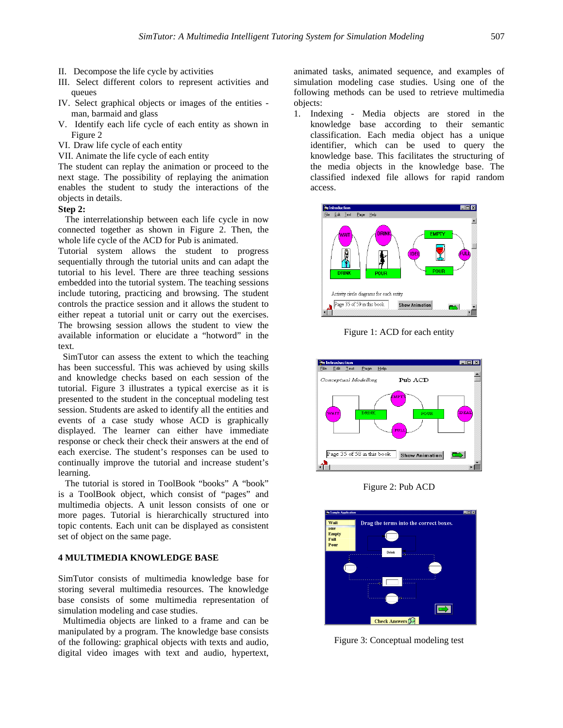II. Decompose the life cycle by activities
III. Select different colors to represent activities and queues
IV. Select graphical objects or images of the entities - man, barmaid and glass
V. Identify each life cycle of each entity as shown in Figure 2
VI. Draw life cycle of each entity
VII. Animate the life cycle of each entity

The student can replay the animation or proceed to the next stage. The possibility of replaying the animation enables the student to study the interactions of the objects in details.

**Step 2:**

The interrelationship between each life cycle in now connected together as shown in Figure 2. Then, the whole life cycle of the ACD for Pub is animated.

Tutorial system allows the student to progress sequentially through the tutorial units and can adapt the tutorial to his level. There are three teaching sessions embedded into the tutorial system. The teaching sessions include tutoring, practicing and browsing. The student controls the practice session and it allows the student to either repeat a tutorial unit or carry out the exercises. The browsing session allows the student to view the available information or elucidate a "hotword" in the text.

SimTutor can assess the extent to which the teaching has been successful. This was achieved by using skills and knowledge checks based on each session of the tutorial. Figure 3 illustrates a typical exercise as it is presented to the student in the conceptual modeling test session. Students are asked to identify all the entities and events of a case study whose ACD is graphically displayed. The learner can either have immediate response or check their check their answers at the end of each exercise. The student's responses can be used to continually improve the tutorial and increase student's learning.

The tutorial is stored in ToolBook "books" A "book" is a ToolBook object, which consist of "pages" and multimedia objects. A unit lesson consists of one or more pages. Tutorial is hierarchically structured into topic contents. Each unit can be displayed as consistent set of object on the same page.

## 4 MULTIMEDIA KNOWLEDGE BASE

SimTutor consists of multimedia knowledge base for storing several multimedia resources. The knowledge base consists of some multimedia representation of simulation modeling and case studies.

Multimedia objects are linked to a frame and can be manipulated by a program. The knowledge base consists of the following: graphical objects with texts and audio, digital video images with text and audio, hypertext, animated tasks, animated sequence, and examples of simulation modeling case studies. Using one of the following methods can be used to retrieve multimedia objects:

1. Indexing - Media objects are stored in the knowledge base according to their semantic classification. Each media object has a unique identifier, which can be used to query the knowledge base. This facilitates the structuring of the media objects in the knowledge base. The classified indexed file allows for rapid random access.

Figure 1: ACD for each entity

Figure 2: Pub ACD

Figure 3: Conceptual modeling test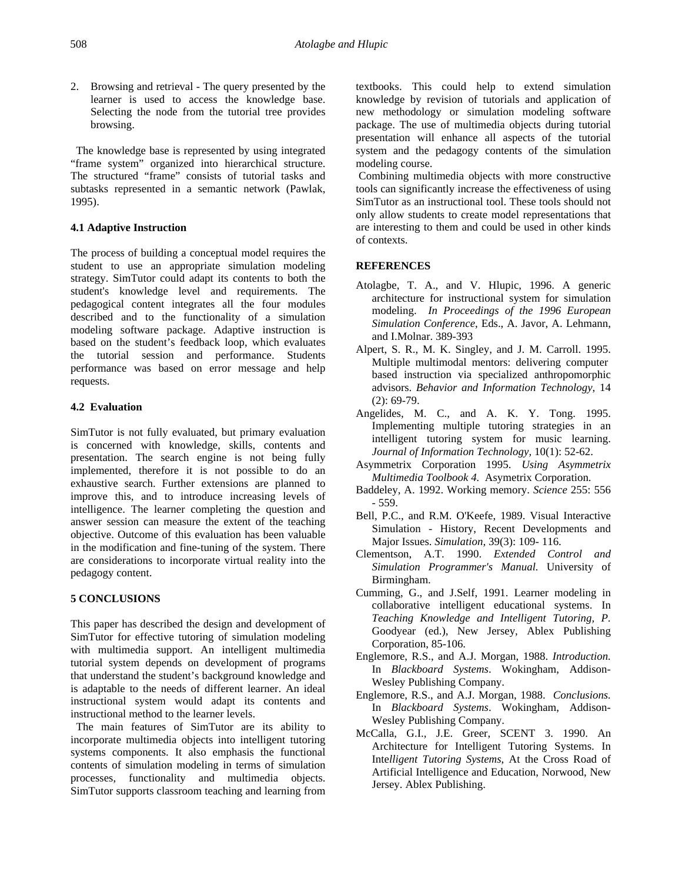2. Browsing and retrieval - The query presented by the learner is used to access the knowledge base. Selecting the node from the tutorial tree provides browsing.

The knowledge base is represented by using integrated "frame system" organized into hierarchical structure. The structured "frame" consists of tutorial tasks and subtasks represented in a semantic network (Pawlak, 1995).

### 4.1 Adaptive Instruction

The process of building a conceptual model requires the student to use an appropriate simulation modeling strategy. SimTutor could adapt its contents to both the student's knowledge level and requirements. The pedagogical content integrates all the four modules described and to the functionality of a simulation modeling software package. Adaptive instruction is based on the student's feedback loop, which evaluates the tutorial session and performance. Students performance was based on error message and help requests.

### 4.2 Evaluation

SimTutor is not fully evaluated, but primary evaluation is concerned with knowledge, skills, contents and presentation. The search engine is not being fully implemented, therefore it is not possible to do an exhaustive search. Further extensions are planned to improve this, and to introduce increasing levels of intelligence. The learner completing the question and answer session can measure the extent of the teaching objective. Outcome of this evaluation has been valuable in the modification and fine-tuning of the system. There are considerations to incorporate virtual reality into the pedagogy content.

## 5 CONCLUSIONS

This paper has described the design and development of SimTutor for effective tutoring of simulation modeling with multimedia support. An intelligent multimedia tutorial system depends on development of programs that understand the student's background knowledge and is adaptable to the needs of different learner. An ideal instructional system would adapt its contents and instructional method to the learner levels.

The main features of SimTutor are its ability to incorporate multimedia objects into intelligent tutoring systems components. It also emphasis the functional contents of simulation modeling in terms of simulation processes, functionality and multimedia objects. SimTutor supports classroom teaching and learning from textbooks. This could help to extend simulation knowledge by revision of tutorials and application of new methodology or simulation modeling software package. The use of multimedia objects during tutorial presentation will enhance all aspects of the tutorial system and the pedagogy contents of the simulation modeling course.

Combining multimedia objects with more constructive tools can significantly increase the effectiveness of using SimTutor as an instructional tool. These tools should not only allow students to create model representations that are interesting to them and could be used in other kinds of contexts.

## REFERENCES

Atolagbe, T. A., and V. Hlupic, 1996. A generic architecture for instructional system for simulation modeling. *In Proceedings of the 1996 European Simulation Conference*, Eds., A. Javor, A. Lehmann, and I.Molnar. 389-393

Alpert, S. R., M. K. Singley, and J. M. Carroll. 1995. Multiple multimodal mentors: delivering computer based instruction via specialized anthropomorphic advisors. *Behavior and Information Technology*, 14 (2): 69-79.

Angelides, M. C., and A. K. Y. Tong. 1995. Implementing multiple tutoring strategies in an intelligent tutoring system for music learning. *Journal of Information Technology,* 10(1): 52-62.

Asymmetrix Corporation 1995. *Using Asymmetrix Multimedia Toolbook 4.* Asymetrix Corporation.

Baddeley, A. 1992. Working memory. *Science* 255: 556 - 559.

Bell, P.C., and R.M. O'Keefe, 1989. Visual Interactive Simulation - History, Recent Developments and Major Issues. *Simulation*, 39(3): 109- 116.

Clementson, A.T. 1990. *Extended Control and Simulation Programmer's Manual.* University of Birmingham.

Cumming, G., and J.Self, 1991. Learner modeling in collaborative intelligent educational systems. In *Teaching Knowledge and Intelligent Tutoring, P.* Goodyear (ed.), New Jersey, Ablex Publishing Corporation, 85-106.

Englemore, R.S., and A.J. Morgan, 1988. *Introduction.* In *Blackboard Systems*. Wokingham, Addison-Wesley Publishing Company.

Englemore, R.S., and A.J. Morgan, 1988. *Conclusions.* In *Blackboard Systems*. Wokingham, Addison-Wesley Publishing Company.

McCalla, G.I., J.E. Greer, SCENT 3. 1990. An Architecture for Intelligent Tutoring Systems. In Int*elligent Tutoring Systems*, At the Cross Road of Artificial Intelligence and Education, Norwood, New Jersey. Ablex Publishing.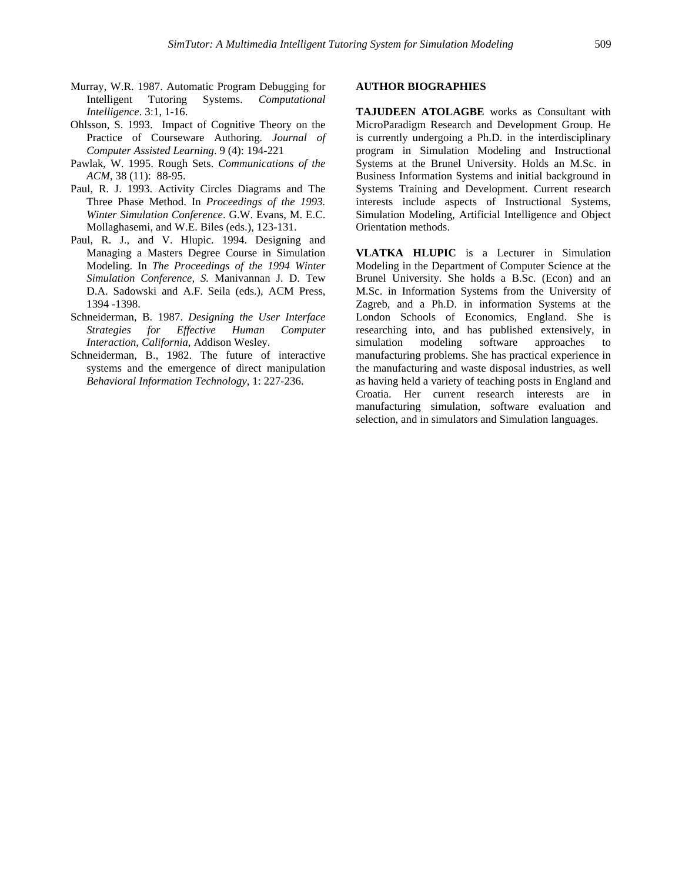Murray, W.R. 1987. Automatic Program Debugging for Intelligent Tutoring Systems. *Computational Intelligence*. 3:1, 1-16.

Ohlsson, S. 1993. Impact of Cognitive Theory on the Practice of Courseware Authoring. *Journal of Computer Assisted Learning*. 9 (4): 194-221

Pawlak, W. 1995. Rough Sets. *Communications of the ACM*, 38 (11): 88-95.

Paul, R. J. 1993. Activity Circles Diagrams and The Three Phase Method. In *Proceedings of the 1993. Winter Simulation Conference*. G.W. Evans, M. E.C. Mollaghasemi, and W.E. Biles (eds.), 123-131.

Paul, R. J., and V. Hlupic. 1994. Designing and Managing a Masters Degree Course in Simulation Modeling. In *The Proceedings of the 1994 Winter Simulation Conference, S.* Manivannan J. D. Tew D.A. Sadowski and A.F. Seila (eds.), ACM Press, 1394 -1398.

Schneiderman, B. 1987. *Designing the User Interface Strategies for Effective Human Computer Interaction, California*, Addison Wesley.

Schneiderman, B., 1982. The future of interactive systems and the emergence of direct manipulation *Behavioral Information Technology*, 1: 227-236.

## AUTHOR BIOGRAPHIES

**TAJUDEEN ATOLAGBE** works as Consultant with MicroParadigm Research and Development Group. He is currently undergoing a Ph.D. in the interdisciplinary program in Simulation Modeling and Instructional Systems at the Brunel University. Holds an M.Sc. in Business Information Systems and initial background in Systems Training and Development. Current research interests include aspects of Instructional Systems, Simulation Modeling, Artificial Intelligence and Object Orientation methods.

**VLATKA HLUPIC** is a Lecturer in Simulation Modeling in the Department of Computer Science at the Brunel University. She holds a B.Sc. (Econ) and an M.Sc. in Information Systems from the University of Zagreb, and a Ph.D. in information Systems at the London Schools of Economics, England. She is researching into, and has published extensively, in simulation modeling software approaches to manufacturing problems. She has practical experience in the manufacturing and waste disposal industries, as well as having held a variety of teaching posts in England and Croatia. Her current research interests are in manufacturing simulation, software evaluation and selection, and in simulators and Simulation languages.